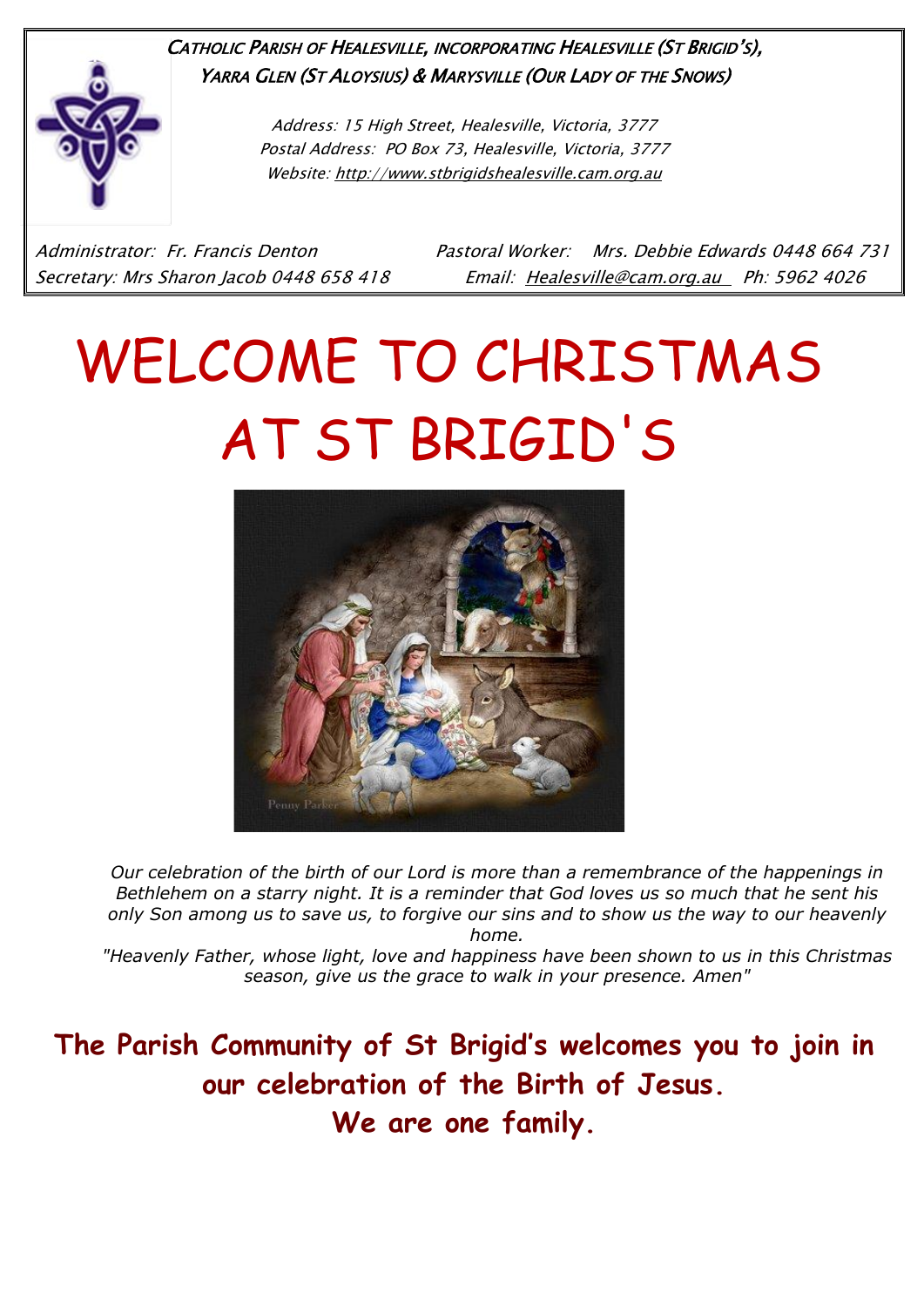*CATHOLIC PARISH OF HEALESVILLE, INCORPORATING HEALESVILLE (ST BRIGID'S), YARRA GLEN (ST ALOYSIUS) & MARYSVILLE (OUR LADY OF THE SNOWS)*

*Address: 15 High Street, Healesville, Victoria, 3777*
*Postal Address: PO Box 73, Healesville, Victoria, 3777*
*Website: http://www.stbrigidshealesville.cam.org.au*

*Administrator: Fr. Francis Denton* | *Pastoral Worker: Mrs. Debbie Edwards 0448 664 731*
*Secretary: Mrs Sharon Jacob 0448 658 418* | *Email: Healesville@cam.org.au Ph: 5962 4026*

# WELCOME TO CHRISTMAS AT ST BRIGID'S

*Our celebration of the birth of our Lord is more than a remembrance of the happenings in Bethlehem on a starry night. It is a reminder that God loves us so much that he sent his only Son among us to save us, to forgive our sins and to show us the way to our heavenly home.*

*"Heavenly Father, whose light, love and happiness have been shown to us in this Christmas season, give us the grace to walk in your presence. Amen"*

**The Parish Community of St Brigid's welcomes you to join in our celebration of the Birth of Jesus.**
**We are one family.**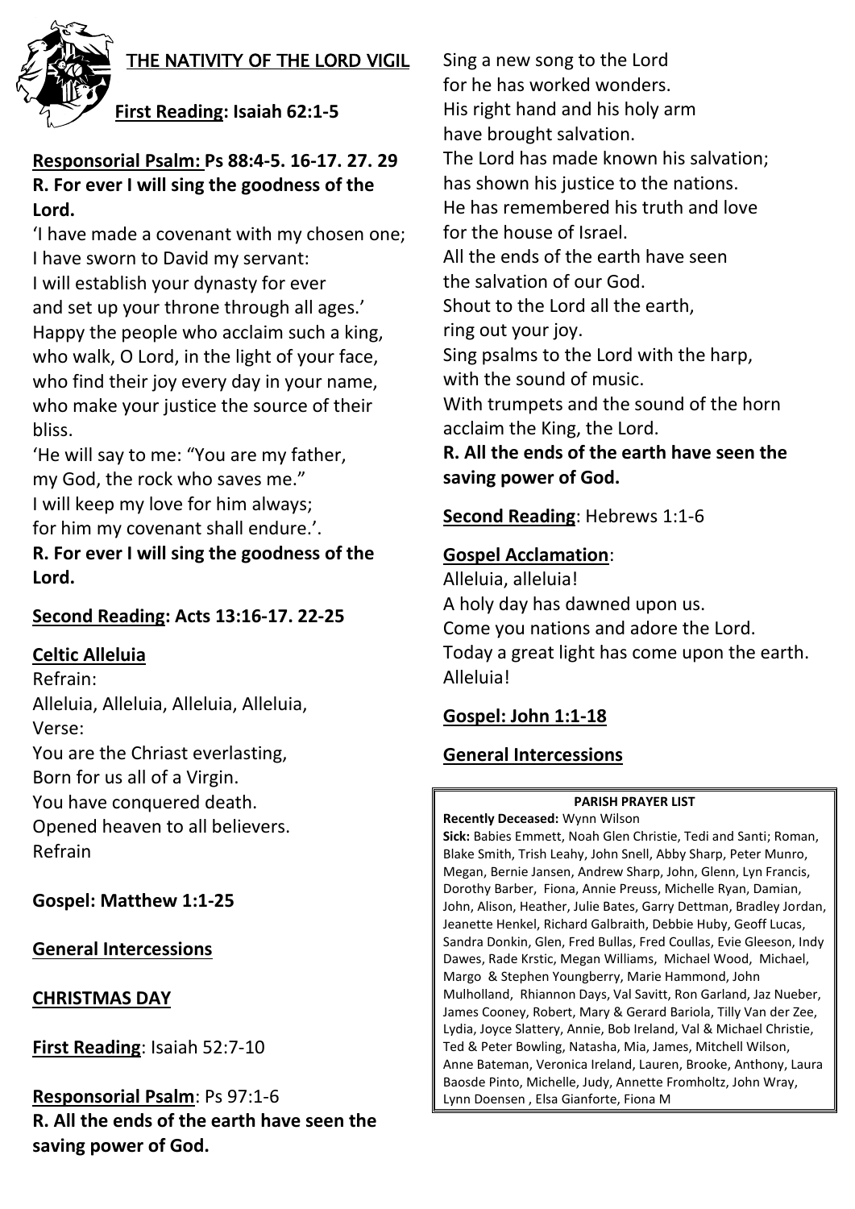## THE NATIVITY OF THE LORD VIGIL

**First Reading: Isaiah 62:1-5**

**Responsorial Psalm: Ps 88:4-5. 16-17. 27. 29**
**R. For ever I will sing the goodness of the Lord.**

'I have made a covenant with my chosen one;
I have sworn to David my servant:
I will establish your dynasty for ever
and set up your throne through all ages.'
Happy the people who acclaim such a king,
who walk, O Lord, in the light of your face,
who find their joy every day in your name,
who make your justice the source of their bliss.
'He will say to me: "You are my father,
my God, the rock who saves me."
I will keep my love for him always;
for him my covenant shall endure.'.
**R. For ever I will sing the goodness of the Lord.**

**Second Reading: Acts 13:16-17. 22-25**

**Celtic Alleluia**
Refrain:
Alleluia, Alleluia, Alleluia, Alleluia,
Verse:
You are the Chriast everlasting,
Born for us all of a Virgin.
You have conquered death.
Opened heaven to all believers.
Refrain

**Gospel: Matthew 1:1-25**

**General Intercessions**

## CHRISTMAS DAY

**First Reading**: Isaiah 52:7-10

**Responsorial Psalm**: Ps 97:1-6
**R. All the ends of the earth have seen the saving power of God.**

Sing a new song to the Lord
for he has worked wonders.
His right hand and his holy arm
have brought salvation.
The Lord has made known his salvation;
has shown his justice to the nations.
He has remembered his truth and love
for the house of Israel.
All the ends of the earth have seen
the salvation of our God.
Shout to the Lord all the earth,
ring out your joy.
Sing psalms to the Lord with the harp,
with the sound of music.
With trumpets and the sound of the horn
acclaim the King, the Lord.
**R. All the ends of the earth have seen the saving power of God.**

**Second Reading**: Hebrews 1:1-6

**Gospel Acclamation**:
Alleluia, alleluia!
A holy day has dawned upon us.
Come you nations and adore the Lord.
Today a great light has come upon the earth.
Alleluia!

**Gospel: John 1:1-18**

**General Intercessions**

**PARISH PRAYER LIST**

**Recently Deceased:** Wynn Wilson

**Sick:** Babies Emmett, Noah Glen Christie, Tedi and Santi; Roman, Blake Smith, Trish Leahy, John Snell, Abby Sharp, Peter Munro, Megan, Bernie Jansen, Andrew Sharp, John, Glenn, Lyn Francis, Dorothy Barber, Fiona, Annie Preuss, Michelle Ryan, Damian, John, Alison, Heather, Julie Bates, Garry Dettman, Bradley Jordan, Jeanette Henkel, Richard Galbraith, Debbie Huby, Geoff Lucas, Sandra Donkin, Glen, Fred Bullas, Fred Coullas, Evie Gleeson, Indy Dawes, Rade Krstic, Megan Williams, Michael Wood, Michael, Margo & Stephen Youngberry, Marie Hammond, John Mulholland, Rhiannon Days, Val Savitt, Ron Garland, Jaz Nueber, James Cooney, Robert, Mary & Gerard Bariola, Tilly Van der Zee, Lydia, Joyce Slattery, Annie, Bob Ireland, Val & Michael Christie, Ted & Peter Bowling, Natasha, Mia, James, Mitchell Wilson, Anne Bateman, Veronica Ireland, Lauren, Brooke, Anthony, Laura Baosde Pinto, Michelle, Judy, Annette Fromholtz, John Wray, Lynn Doensen , Elsa Gianforte, Fiona M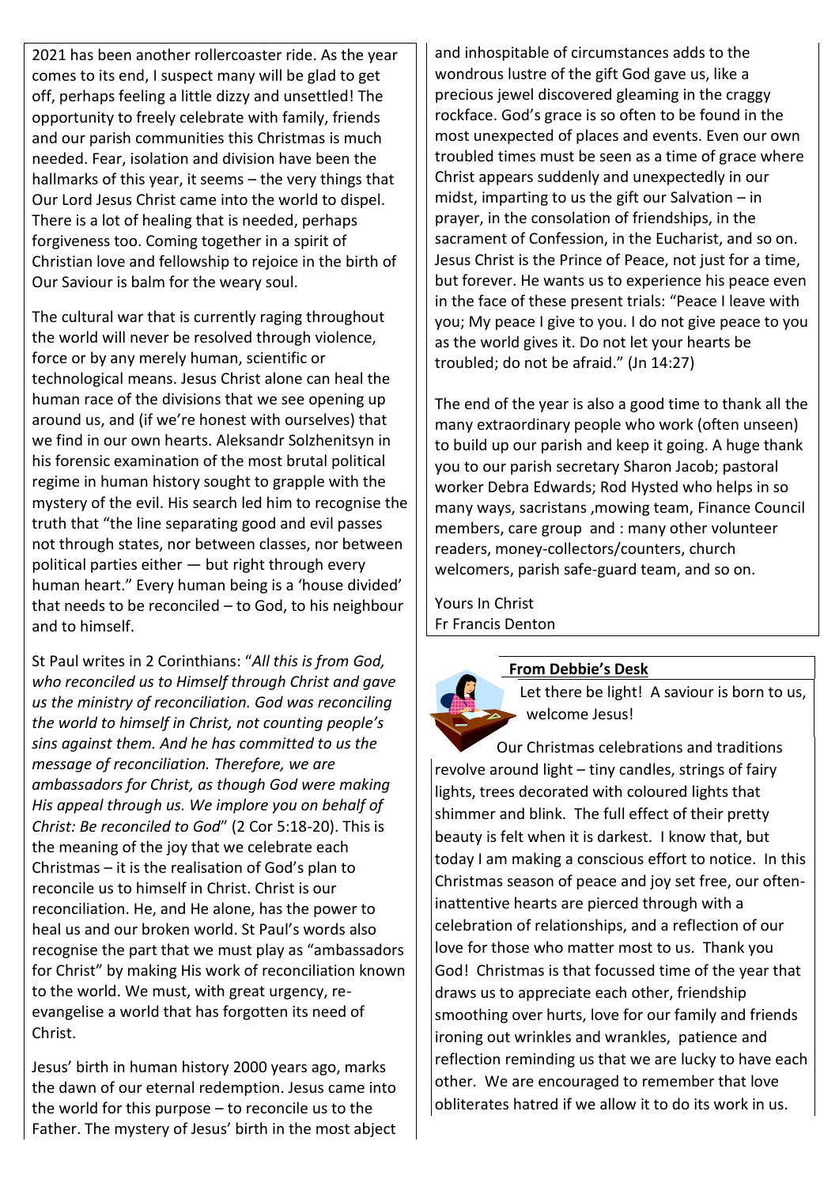2021 has been another rollercoaster ride. As the year comes to its end, I suspect many will be glad to get off, perhaps feeling a little dizzy and unsettled! The opportunity to freely celebrate with family, friends and our parish communities this Christmas is much needed. Fear, isolation and division have been the hallmarks of this year, it seems – the very things that Our Lord Jesus Christ came into the world to dispel. There is a lot of healing that is needed, perhaps forgiveness too. Coming together in a spirit of Christian love and fellowship to rejoice in the birth of Our Saviour is balm for the weary soul.

The cultural war that is currently raging throughout the world will never be resolved through violence, force or by any merely human, scientific or technological means. Jesus Christ alone can heal the human race of the divisions that we see opening up around us, and (if we're honest with ourselves) that we find in our own hearts. Aleksandr Solzhenitsyn in his forensic examination of the most brutal political regime in human history sought to grapple with the mystery of the evil. His search led him to recognise the truth that "the line separating good and evil passes not through states, nor between classes, nor between political parties either — but right through every human heart." Every human being is a 'house divided' that needs to be reconciled – to God, to his neighbour and to himself.

St Paul writes in 2 Corinthians: "*All this is from God, who reconciled us to Himself through Christ and gave us the ministry of reconciliation. God was reconciling the world to himself in Christ, not counting people's sins against them. And he has committed to us the message of reconciliation. Therefore, we are ambassadors for Christ, as though God were making His appeal through us. We implore you on behalf of Christ: Be reconciled to God*" (2 Cor 5:18-20). This is the meaning of the joy that we celebrate each Christmas – it is the realisation of God's plan to reconcile us to himself in Christ. Christ is our reconciliation. He, and He alone, has the power to heal us and our broken world. St Paul's words also recognise the part that we must play as "ambassadors for Christ" by making His work of reconciliation known to the world. We must, with great urgency, re-evangelise a world that has forgotten its need of Christ.

Jesus' birth in human history 2000 years ago, marks the dawn of our eternal redemption. Jesus came into the world for this purpose – to reconcile us to the Father. The mystery of Jesus' birth in the most abject and inhospitable of circumstances adds to the wondrous lustre of the gift God gave us, like a precious jewel discovered gleaming in the craggy rockface. God's grace is so often to be found in the most unexpected of places and events. Even our own troubled times must be seen as a time of grace where Christ appears suddenly and unexpectedly in our midst, imparting to us the gift our Salvation – in prayer, in the consolation of friendships, in the sacrament of Confession, in the Eucharist, and so on. Jesus Christ is the Prince of Peace, not just for a time, but forever. He wants us to experience his peace even in the face of these present trials: "Peace I leave with you; My peace I give to you. I do not give peace to you as the world gives it. Do not let your hearts be troubled; do not be afraid." (Jn 14:27)

The end of the year is also a good time to thank all the many extraordinary people who work (often unseen) to build up our parish and keep it going. A huge thank you to our parish secretary Sharon Jacob; pastoral worker Debra Edwards; Rod Hysted who helps in so many ways, sacristans ,mowing team, Finance Council members, care group and : many other volunteer readers, money-collectors/counters, church welcomers, parish safe-guard team, and so on.

Yours In Christ
Fr Francis Denton

## From Debbie's Desk

Let there be light! A saviour is born to us, welcome Jesus!

Our Christmas celebrations and traditions revolve around light – tiny candles, strings of fairy lights, trees decorated with coloured lights that shimmer and blink. The full effect of their pretty beauty is felt when it is darkest. I know that, but today I am making a conscious effort to notice. In this Christmas season of peace and joy set free, our often-inattentive hearts are pierced through with a celebration of relationships, and a reflection of our love for those who matter most to us. Thank you God! Christmas is that focussed time of the year that draws us to appreciate each other, friendship smoothing over hurts, love for our family and friends ironing out wrinkles and wrankles, patience and reflection reminding us that we are lucky to have each other. We are encouraged to remember that love obliterates hatred if we allow it to do its work in us.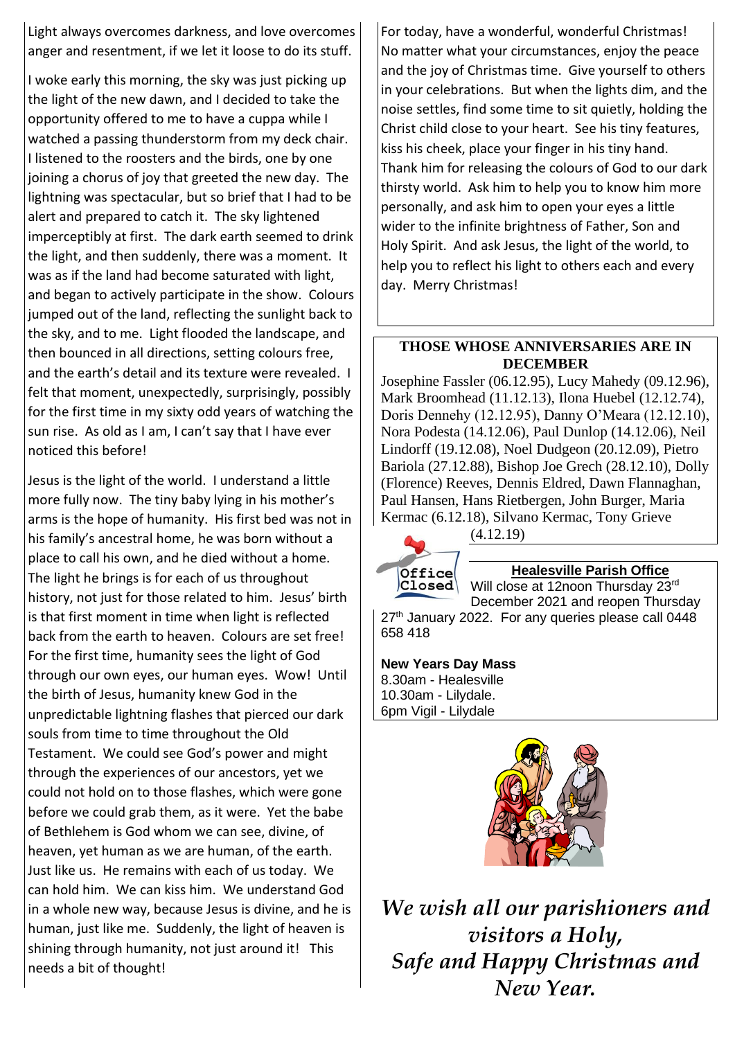Light always overcomes darkness, and love overcomes anger and resentment, if we let it loose to do its stuff.

I woke early this morning, the sky was just picking up the light of the new dawn, and I decided to take the opportunity offered to me to have a cuppa while I watched a passing thunderstorm from my deck chair. I listened to the roosters and the birds, one by one joining a chorus of joy that greeted the new day. The lightning was spectacular, but so brief that I had to be alert and prepared to catch it. The sky lightened imperceptibly at first. The dark earth seemed to drink the light, and then suddenly, there was a moment. It was as if the land had become saturated with light, and began to actively participate in the show. Colours jumped out of the land, reflecting the sunlight back to the sky, and to me. Light flooded the landscape, and then bounced in all directions, setting colours free, and the earth's detail and its texture were revealed. I felt that moment, unexpectedly, surprisingly, possibly for the first time in my sixty odd years of watching the sun rise. As old as I am, I can't say that I have ever noticed this before!

Jesus is the light of the world. I understand a little more fully now. The tiny baby lying in his mother's arms is the hope of humanity. His first bed was not in his family's ancestral home, he was born without a place to call his own, and he died without a home. The light he brings is for each of us throughout history, not just for those related to him. Jesus' birth is that first moment in time when light is reflected back from the earth to heaven. Colours are set free! For the first time, humanity sees the light of God through our own eyes, our human eyes. Wow! Until the birth of Jesus, humanity knew God in the unpredictable lightning flashes that pierced our dark souls from time to time throughout the Old Testament. We could see God's power and might through the experiences of our ancestors, yet we could not hold on to those flashes, which were gone before we could grab them, as it were. Yet the babe of Bethlehem is God whom we can see, divine, of heaven, yet human as we are human, of the earth. Just like us. He remains with each of us today. We can hold him. We can kiss him. We understand God in a whole new way, because Jesus is divine, and he is human, just like me. Suddenly, the light of heaven is shining through humanity, not just around it! This needs a bit of thought!

For today, have a wonderful, wonderful Christmas! No matter what your circumstances, enjoy the peace and the joy of Christmas time. Give yourself to others in your celebrations. But when the lights dim, and the noise settles, find some time to sit quietly, holding the Christ child close to your heart. See his tiny features, kiss his cheek, place your finger in his tiny hand. Thank him for releasing the colours of God to our dark thirsty world. Ask him to help you to know him more personally, and ask him to open your eyes a little wider to the infinite brightness of Father, Son and Holy Spirit. And ask Jesus, the light of the world, to help you to reflect his light to others each and every day. Merry Christmas!

## THOSE WHOSE ANNIVERSARIES ARE IN DECEMBER

Josephine Fassler (06.12.95), Lucy Mahedy (09.12.96), Mark Broomhead (11.12.13), Ilona Huebel (12.12.74), Doris Dennehy (12.12.95), Danny O'Meara (12.12.10), Nora Podesta (14.12.06), Paul Dunlop (14.12.06), Neil Lindorff (19.12.08), Noel Dudgeon (20.12.09), Pietro Bariola (27.12.88), Bishop Joe Grech (28.12.10), Dolly (Florence) Reeves, Dennis Eldred, Dawn Flannaghan, Paul Hansen, Hans Rietbergen, John Burger, Maria Kermac (6.12.18), Silvano Kermac, Tony Grieve (4.12.19)

**Healesville Parish Office**

Will close at 12noon Thursday 23rd December 2021 and reopen Thursday 27th January 2022. For any queries please call 0448 658 418

**New Years Day Mass**

8.30am - Healesville
10.30am - Lilydale.
6pm Vigil - Lilydale

*We wish all our parishioners and visitors a Holy, Safe and Happy Christmas and New Year.*